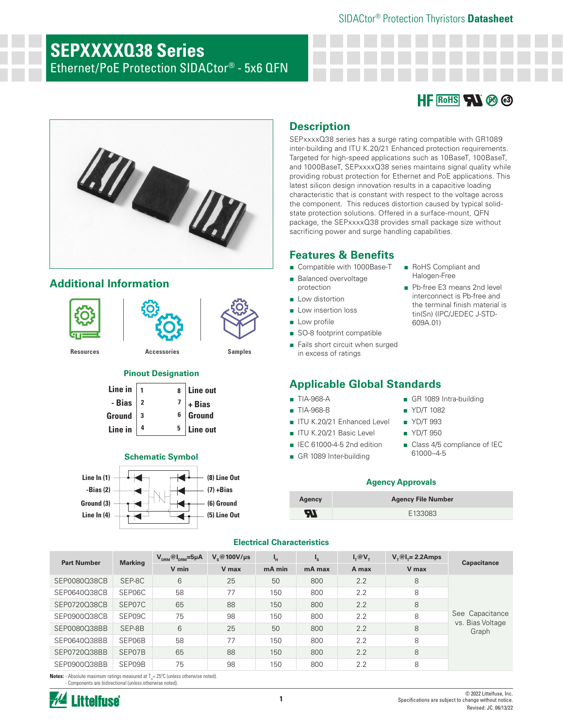SIDACtor® Protection Thyristors **Datasheet**

# SEPXXXXQ38 Series

Ethernet/PoE Protection SIDACtor® - 5x6 QFN

HF RoHS

## Description

SEPxxxxQ38 series has a surge rating compatible with GR1089 inter-building and ITU K.20/21 Enhanced protection requirements. Targeted for high-speed applications such as 10BaseT, 100BaseT, and 1000BaseT, SEPxxxxQ38 series maintains signal quality while providing robust protection for Ethernet and PoE applications. This latest silicon design innovation results in a capacitive loading characteristic that is constant with respect to the voltage across the component. This reduces distortion caused by typical solid-state protection solutions. Offered in a surface-mount, QFN package, the SEPxxxxQ38 provides small package size without sacrificing power and surge handling capabilities.

## Features & Benefits

- Compatible with 1000Base-T
- Balanced overvoltage protection
- Low distortion
- Low insertion loss
- Low profile
- SO-8 footprint compatible
- Fails short circuit when surged in excess of ratings
- RoHS Compliant and Halogen-Free
- Pb-free E3 means 2nd level interconnect is Pb-free and the terminal finish material is tin(Sn) (IPC/JEDEC J-STD-609A.01)

## Additional Information

Resources | Accessories | Samples

### Pinout Designation

| | Pin | Pin | |
|---|---|---|---|
| Line in | 1 | 8 | Line out |
| - Bias | 2 | 7 | + Bias |
| Ground | 3 | 6 | Ground |
| Line in | 4 | 5 | Line out |

### Schematic Symbol

Line In (1), -Bias (2), Ground (3), Line In (4), (8) Line Out, (7) +Bias, (6) Ground, (5) Line Out

## Applicable Global Standards

- TIA-968-A
- TIA-968-B
- ITU K.20/21 Enhanced Level
- ITU K.20/21 Basic Level
- IEC 61000-4-5 2nd edition
- GR 1089 Inter-building
- GR 1089 Intra-building
- YD/T 1082
- YD/T 993
- YD/T 950
- Class 4/5 compliance of IEC 61000–4-5

### Agency Approvals

| Agency | Agency File Number |
|---|---|
| UL | E133083 |

### Electrical Characteristics

| Part Number | Marking | $V_{DRM}$@$I_{DRM}$=5µA | $V_S$@100V/µs | $I_H$ | $I_S$ | $I_T$@$V_T$ | $V_T$@$I_T$= 2.2Amps | Capacitance |
|---|---|---|---|---|---|---|---|---|
| | | V min | V max | mA min | mA max | A max | V max | |
| SEP0080Q38CB | SEP-8C | 6 | 25 | 50 | 800 | 2.2 | 8 | See Capacitance vs. Bias Voltage Graph |
| SEP0640Q38CB | SEP06C | 58 | 77 | 150 | 800 | 2.2 | 8 | |
| SEP0720Q38CB | SEP07C | 65 | 88 | 150 | 800 | 2.2 | 8 | |
| SEP0900Q38CB | SEP09C | 75 | 98 | 150 | 800 | 2.2 | 8 | |
| SEP0080Q38BB | SEP-8B | 6 | 25 | 50 | 800 | 2.2 | 8 | |
| SEP0640Q38BB | SEP06B | 58 | 77 | 150 | 800 | 2.2 | 8 | |
| SEP0720Q38BB | SEP07B | 65 | 88 | 150 | 800 | 2.2 | 8 | |
| SEP0900Q38BB | SEP09B | 75 | 98 | 150 | 800 | 2.2 | 8 | |

**Notes:** - Absolute maximum ratings measured at $T_A$= 25°C (unless otherwise noted).
- Components are bidirectional (unless otherwise noted).

© 2022 Littelfuse, Inc.
Specifications are subject to change without notice.
Revised: JC. 06/13/22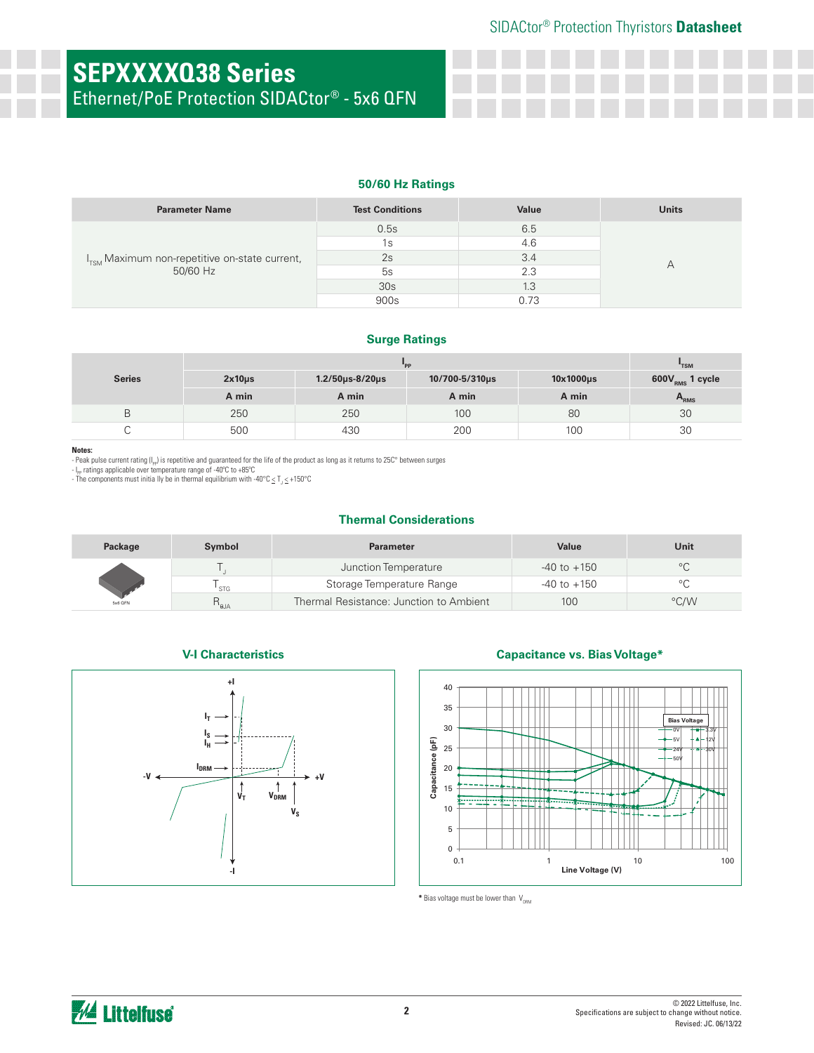# SEPXXXXQ38 Series

Ethernet/PoE Protection SIDACtor® - 5x6 QFN

## 50/60 Hz Ratings

| Parameter Name | Test Conditions | Value | Units |
|---|---|---|---|
| $I_{TSM}$ Maximum non-repetitive on-state current, 50/60 Hz | 0.5s | 6.5 | A |
| | 1s | 4.6 | |
| | 2s | 3.4 | |
| | 5s | 2.3 | |
| | 30s | 1.3 | |
| | 900s | 0.73 | |

## Surge Ratings

| Series | $I_{PP}$ | | | | $I_{TSM}$ |
|---|---|---|---|---|---|
| | 2x10µs | 1.2/50µs-8/20µs | 10/700-5/310µs | 10x1000µs | $600V_{RMS}$ 1 cycle |
| | A min | A min | A min | A min | $A_{RMS}$ |
| B | 250 | 250 | 100 | 80 | 30 |
| C | 500 | 430 | 200 | 100 | 30 |

**Notes:**

- Peak pulse current rating ($I_{PP}$) is repetitive and guaranteed for the life of the product as long as it returns to 25C° between surges
- $I_{PP}$ ratings applicable over temperature range of -40°C to +85°C
- The components must initia lly be in thermal equilibrium with -40°C ≤ $T_J$ ≤ +150°C

## Thermal Considerations

| Package | Symbol | Parameter | Value | Unit |
|---|---|---|---|---|
| 5x6 QFN | $T_J$ | Junction Temperature | -40 to +150 | °C |
| | $T_{STG}$ | Storage Temperature Range | -40 to +150 | °C |
| | $R_{\theta JA}$ | Thermal Resistance: Junction to Ambient | 100 | °C/W |

## V-I Characteristics

## Capacitance vs. Bias Voltage*

\* Bias voltage must be lower than $V_{DRM}$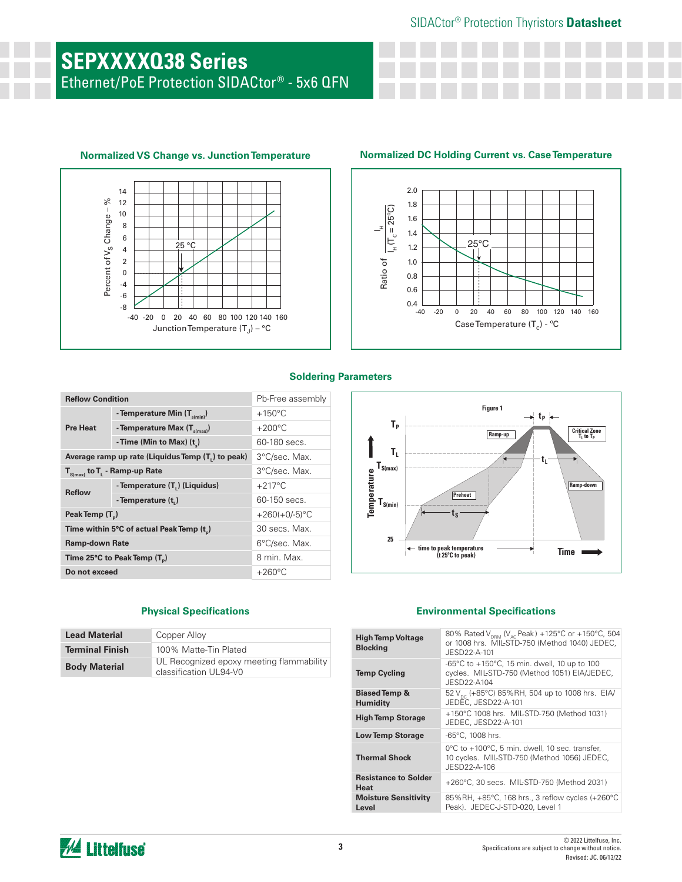# SEPXXXXQ38 Series

Ethernet/PoE Protection SIDACtor® - 5x6 QFN

### Normalized VS Change vs. Junction Temperature

### Normalized DC Holding Current vs. Case Temperature

### Soldering Parameters

| Reflow Condition | | Pb-Free assembly |
|---|---|---|
| Pre Heat | - Temperature Min ($T_{s(min)}$) | +150°C |
| | - Temperature Max ($T_{s(max)}$) | +200°C |
| | - Time (Min to Max) ($t_s$) | 60-180 secs. |
| Average ramp up rate (Liquidus Temp ($T_L$) to peak) | | 3°C/sec. Max. |
| $T_{S(max)}$ to $T_L$ - Ramp-up Rate | | 3°C/sec. Max. |
| Reflow | - Temperature ($T_L$) (Liquidus) | +217°C |
| | - Temperature ($t_L$) | 60-150 secs. |
| Peak Temp ($T_P$) | | +260(+0/-5)°C |
| Time within 5°C of actual Peak Temp ($t_p$) | | 30 secs. Max. |
| Ramp-down Rate | | 6°C/sec. Max. |
| Time 25°C to Peak Temp ($T_P$) | | 8 min. Max. |
| Do not exceed | | +260°C |

### Physical Specifications

| Lead Material | Copper Alloy |
|---|---|
| Terminal Finish | 100% Matte-Tin Plated |
| Body Material | UL Recognized epoxy meeting flammability classification UL94-V0 |

### Environmental Specifications

| High Temp Voltage Blocking | 80% Rated $V_{DRM}$ ($V_{AC}$ Peak) +125°C or +150°C, 504 or 1008 hrs. MIL-STD-750 (Method 1040) JEDEC, JESD22-A-101 |
|---|---|
| Temp Cycling | -65°C to +150°C, 15 min. dwell, 10 up to 100 cycles. MIL-STD-750 (Method 1051) EIA/JEDEC, JESD22-A104 |
| Biased Temp & Humidity | 52 $V_{DC}$ (+85°C) 85%RH, 504 up to 1008 hrs. EIA/JEDEC, JESD22-A-101 |
| High Temp Storage | +150°C 1008 hrs. MIL-STD-750 (Method 1031) JEDEC, JESD22-A-101 |
| Low Temp Storage | -65°C, 1008 hrs. |
| Thermal Shock | 0°C to +100°C, 5 min. dwell, 10 sec. transfer, 10 cycles. MIL-STD-750 (Method 1056) JEDEC, JESD22-A-106 |
| Resistance to Solder Heat | +260°C, 30 secs. MIL-STD-750 (Method 2031) |
| Moisture Sensitivity Level | 85%RH, +85°C, 168 hrs., 3 reflow cycles (+260°C Peak). JEDEC-J-STD-020, Level 1 |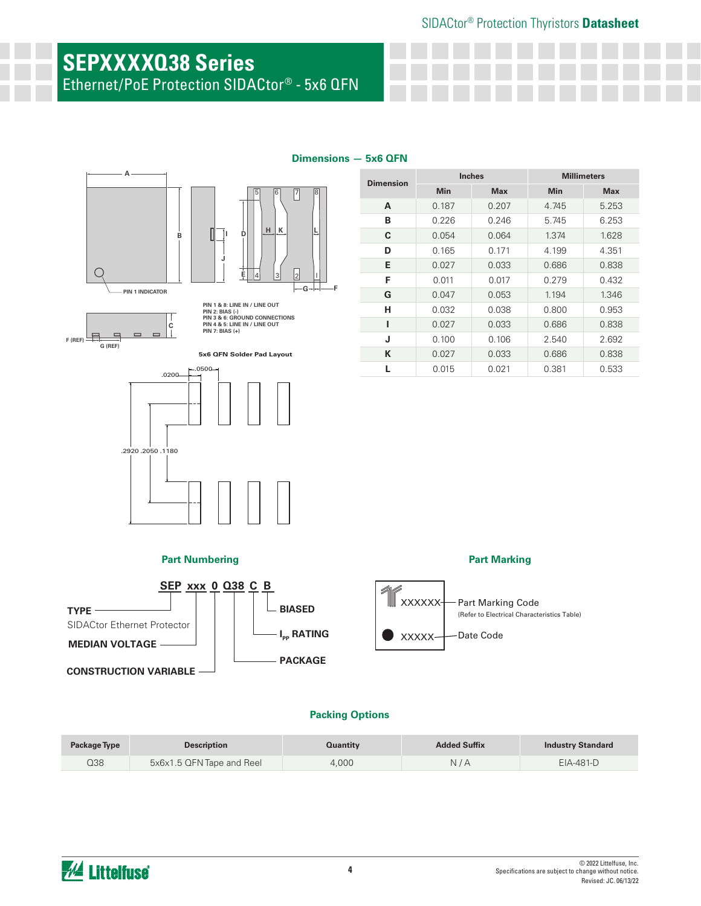# SEPXXXXQ38 Series

Ethernet/PoE Protection SIDACtor® - 5x6 QFN

## Dimensions — 5x6 QFN

PIN 1 INDICATOR

PIN 1 & 8: LINE IN / LINE OUT
PIN 2: BIAS (-)
PIN 3 & 6: GROUND CONNECTIONS
PIN 4 & 5: LINE IN / LINE OUT
PIN 7: BIAS (+)

F (REF) G (REF)

5x6 QFN Solder Pad Layout

.0200 .0500 .2920 .2050 .1180

| Dimension | Inches | | Millimeters | |
|---|---|---|---|---|
| | Min | Max | Min | Max |
| A | 0.187 | 0.207 | 4.745 | 5.253 |
| B | 0.226 | 0.246 | 5.745 | 6.253 |
| C | 0.054 | 0.064 | 1.374 | 1.628 |
| D | 0.165 | 0.171 | 4.199 | 4.351 |
| E | 0.027 | 0.033 | 0.686 | 0.838 |
| F | 0.011 | 0.017 | 0.279 | 0.432 |
| G | 0.047 | 0.053 | 1.194 | 1.346 |
| H | 0.032 | 0.038 | 0.800 | 0.953 |
| I | 0.027 | 0.033 | 0.686 | 0.838 |
| J | 0.100 | 0.106 | 2.540 | 2.692 |
| K | 0.027 | 0.033 | 0.686 | 0.838 |
| L | 0.015 | 0.021 | 0.381 | 0.533 |

## Part Numbering

**SEP xxx 0 Q38 C B**

- **TYPE** — SIDACtor Ethernet Protector
- **MEDIAN VOLTAGE**
- **CONSTRUCTION VARIABLE**
- **PACKAGE**
- **$I_{PP}$ RATING**
- **BIASED**

## Part Marking

XXXXXX — Part Marking Code (Refer to Electrical Characteristics Table)

XXXXX — Date Code

## Packing Options

| Package Type | Description | Quantity | Added Suffix | Industry Standard |
|---|---|---|---|---|
| Q38 | 5x6x1.5 QFN Tape and Reel | 4,000 | N / A | EIA-481-D |

© 2022 Littelfuse, Inc.
Specifications are subject to change without notice.
Revised: JC. 06/13/22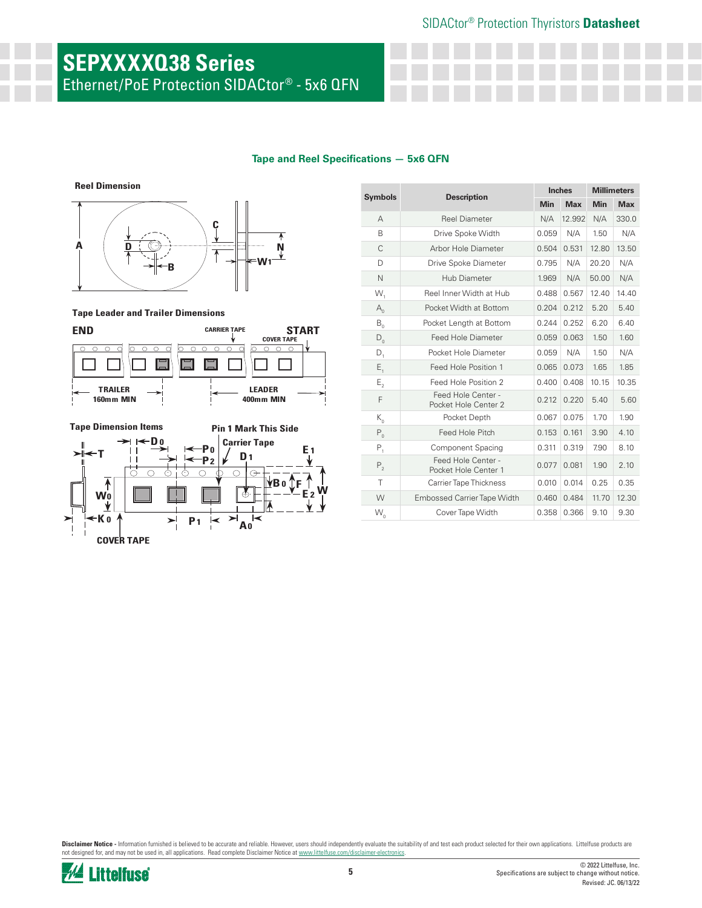# SEPXXXXQ38 Series

Ethernet/PoE Protection SIDACtor® - 5x6 QFN

## Tape and Reel Specifications — 5x6 QFN

**Reel Dimension**

A
D
B
C
N
$W_1$

**Tape Leader and Trailer Dimensions**

END
CARRIER TAPE
START
COVER TAPE
TRAILER
160mm MIN
LEADER
400mm MIN

**Tape Dimension Items**

Pin 1 Mark This Side
T
$D_0$
$P_0$
$P_2$
Carrier Tape
$D_1$
$E_1$
$W_0$
$B_0$
F
$E_2$
W
$K_0$
$P_1$
$A_0$
COVER TAPE

| Symbols | Description | Inches | | Millimeters | |
|---|---|---|---|---|---|
| | | Min | Max | Min | Max |
| A | Reel Diameter | N/A | 12.992 | N/A | 330.0 |
| B | Drive Spoke Width | 0.059 | N/A | 1.50 | N/A |
| C | Arbor Hole Diameter | 0.504 | 0.531 | 12.80 | 13.50 |
| D | Drive Spoke Diameter | 0.795 | N/A | 20.20 | N/A |
| N | Hub Diameter | 1.969 | N/A | 50.00 | N/A |
| $W_1$ | Reel Inner Width at Hub | 0.488 | 0.567 | 12.40 | 14.40 |
| $A_0$ | Pocket Width at Bottom | 0.204 | 0.212 | 5.20 | 5.40 |
| $B_0$ | Pocket Length at Bottom | 0.244 | 0.252 | 6.20 | 6.40 |
| $D_0$ | Feed Hole Diameter | 0.059 | 0.063 | 1.50 | 1.60 |
| $D_1$ | Pocket Hole Diameter | 0.059 | N/A | 1.50 | N/A |
| $E_1$ | Feed Hole Position 1 | 0.065 | 0.073 | 1.65 | 1.85 |
| $E_2$ | Feed Hole Position 2 | 0.400 | 0.408 | 10.15 | 10.35 |
| F | Feed Hole Center - Pocket Hole Center 2 | 0.212 | 0.220 | 5.40 | 5.60 |
| $K_0$ | Pocket Depth | 0.067 | 0.075 | 1.70 | 1.90 |
| $P_0$ | Feed Hole Pitch | 0.153 | 0.161 | 3.90 | 4.10 |
| $P_1$ | Component Spacing | 0.311 | 0.319 | 7.90 | 8.10 |
| $P_2$ | Feed Hole Center - Pocket Hole Center 1 | 0.077 | 0.081 | 1.90 | 2.10 |
| T | Carrier Tape Thickness | 0.010 | 0.014 | 0.25 | 0.35 |
| W | Embossed Carrier Tape Width | 0.460 | 0.484 | 11.70 | 12.30 |
| $W_0$ | Cover Tape Width | 0.358 | 0.366 | 9.10 | 9.30 |

**Disclaimer Notice -** Information furnished is believed to be accurate and reliable. However, users should independently evaluate the suitability of and test each product selected for their own applications. Littelfuse products are not designed for, and may not be used in, all applications. Read complete Disclaimer Notice at www.littelfuse.com/disclaimer-electronics.

© 2022 Littelfuse, Inc.
Specifications are subject to change without notice.
Revised: JC. 06/13/22